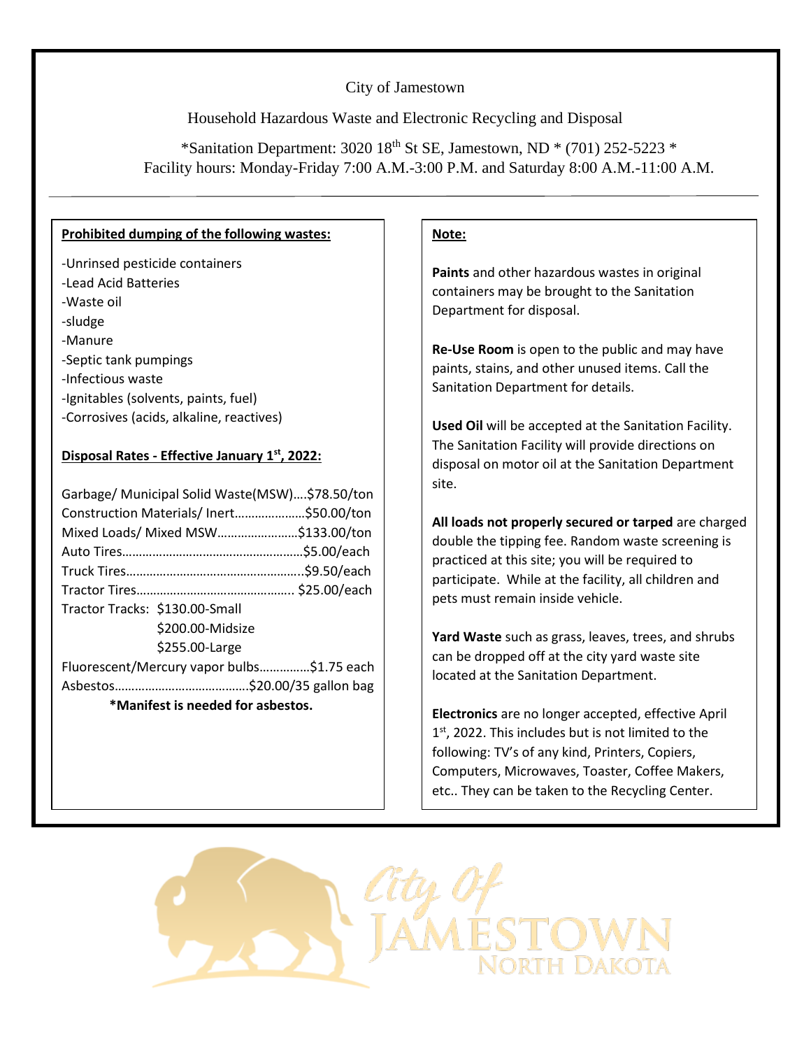# City of Jamestown

## Household Hazardous Waste and Electronic Recycling and Disposal

*Sanitation Department: 3020 18th St SE, Jamestown, ND * (701) 252-5223 *
Facility hours: Monday-Friday 7:00 A.M.-3:00 P.M. and Saturday 8:00 A.M.-11:00 A.M.

---

**Prohibited dumping of the following wastes:**

-Unrinsed pesticide containers
-Lead Acid Batteries
-Waste oil
-sludge
-Manure
-Septic tank pumpings
-Infectious waste
-Ignitables (solvents, paints, fuel)
-Corrosives (acids, alkaline, reactives)

**Disposal Rates - Effective January 1st, 2022:**

Garbage/ Municipal Solid Waste(MSW)….$78.50/ton
Construction Materials/ Inert…………………$50.00/ton
Mixed Loads/ Mixed MSW……………………$133.00/ton
Auto Tires………………………………………………$5.00/each
Truck Tires……………………………………………..$9.50/each
Tractor Tires……………………………………….. $25.00/each
Tractor Tracks: $130.00-Small
$200.00-Midsize
$255.00-Large
Fluorescent/Mercury vapor bulbs……………$1.75 each
Asbestos…………………………………$20.00/35 gallon bag

**\*Manifest is needed for asbestos.**

**Note:**

**Paints** and other hazardous wastes in original containers may be brought to the Sanitation Department for disposal.

**Re-Use Room** is open to the public and may have paints, stains, and other unused items. Call the Sanitation Department for details.

**Used Oil** will be accepted at the Sanitation Facility. The Sanitation Facility will provide directions on disposal on motor oil at the Sanitation Department site.

**All loads not properly secured or tarped** are charged double the tipping fee. Random waste screening is practiced at this site; you will be required to participate. While at the facility, all children and pets must remain inside vehicle.

**Yard Waste** such as grass, leaves, trees, and shrubs can be dropped off at the city yard waste site located at the Sanitation Department.

**Electronics** are no longer accepted, effective April 1st, 2022. This includes but is not limited to the following: TV's of any kind, Printers, Copiers, Computers, Microwaves, Toaster, Coffee Makers, etc.. They can be taken to the Recycling Center.

City Of JAMESTOWN North Dakota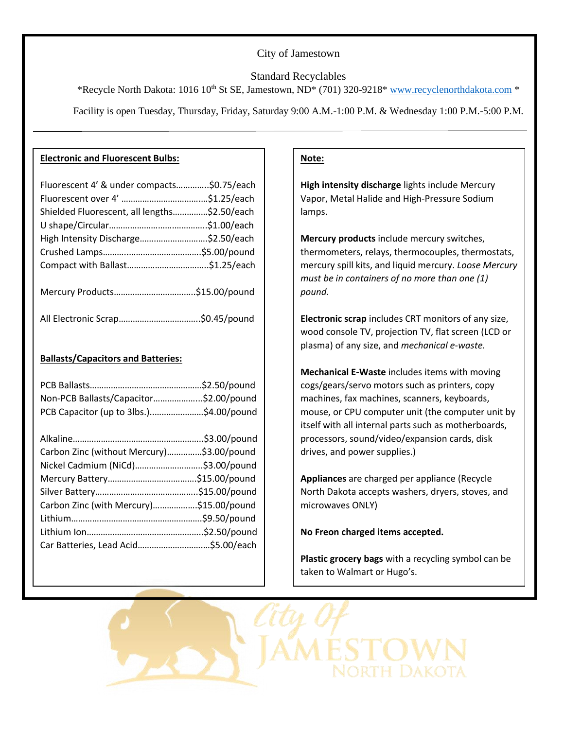City of Jamestown

Standard Recyclables

*Recycle North Dakota: 1016 10th St SE, Jamestown, ND* (701) 320-9218* www.recyclenorthdakota.com *

Facility is open Tuesday, Thursday, Friday, Saturday 9:00 A.M.-1:00 P.M. & Wednesday 1:00 P.M.-5:00 P.M.

---

**Electronic and Fluorescent Bulbs:**

Fluorescent 4' & under compacts…………..$0.75/each
Fluorescent over 4' ……………………………….$1.25/each
Shielded Fluorescent, all lengths……………$2.50/each
U shape/Circular…………………………………..$1.00/each
High Intensity Discharge……………………….$2.50/each
Crushed Lamps……...……………………………$5.00/pound
Compact with Ballast……………………………..$1.25/each

Mercury Products……………………………..$15.00/pound

All Electronic Scrap……………………………..$0.45/pound

**Ballasts/Capacitors and Batteries:**

PCB Ballasts………………………………………..$2.50/pound
Non-PCB Ballasts/Capacitor………………...$2.00/pound
PCB Capacitor (up to 3lbs.)…………………..$4.00/pound

Alkaline…………………………………………………$3.00/pound
Carbon Zinc (without Mercury)……………$3.00/pound
Nickel Cadmium (NiCd)………………………..$3.00/pound
Mercury Battery…………………………………$15.00/pound
Silver Battery………………………………………$15.00/pound
Carbon Zinc (with Mercury)………………..$15.00/pound
Lithium…………………………………………………$9.50/pound
Lithium Ion……………………………………………$2.50/pound
Car Batteries, Lead Acid…………………………$5.00/each

**Note:**

**High intensity discharge** lights include Mercury Vapor, Metal Halide and High-Pressure Sodium lamps.

**Mercury products** include mercury switches, thermometers, relays, thermocouples, thermostats, mercury spill kits, and liquid mercury. *Loose Mercury must be in containers of no more than one (1) pound.*

**Electronic scrap** includes CRT monitors of any size, wood console TV, projection TV, flat screen (LCD or plasma) of any size, and *mechanical e-waste.*

**Mechanical E-Waste** includes items with moving cogs/gears/servo motors such as printers, copy machines, fax machines, scanners, keyboards, mouse, or CPU computer unit (the computer unit by itself with all internal parts such as motherboards, processors, sound/video/expansion cards, disk drives, and power supplies.)

**Appliances** are charged per appliance (Recycle North Dakota accepts washers, dryers, stoves, and microwaves ONLY)

**No Freon charged items accepted.**

**Plastic grocery bags** with a recycling symbol can be taken to Walmart or Hugo's.

City Of JAMESTOWN NORTH DAKOTA